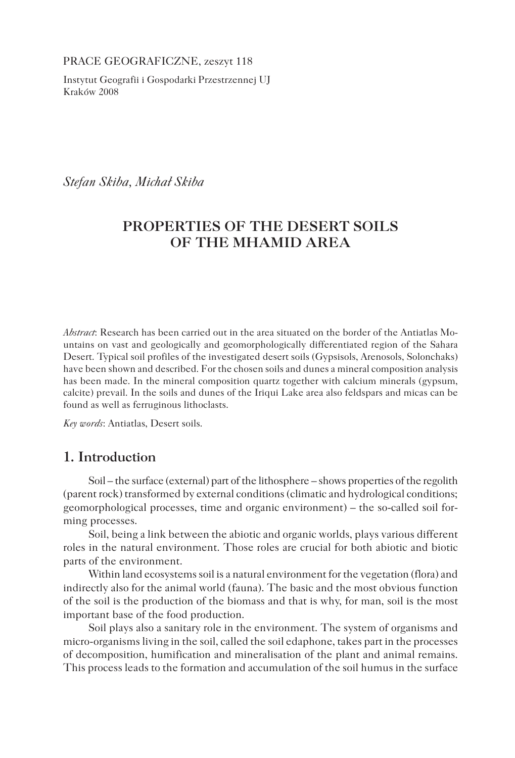PRACE GEOGRAFICZNE, zeszyt 118

Instytut Geografii i Gospodarki Przestrzennej UJ
Kraków 2008

*Stefan Skiba, Michał Skiba*

# PROPERTIES OF THE DESERT SOILS OF THE MHAMID AREA

*Abstract*: Research has been carried out in the area situated on the border of the Antiatlas Mountains on vast and geologically and geomorphologically differentiated region of the Sahara Desert. Typical soil profiles of the investigated desert soils (Gypsisols, Arenosols, Solonchaks) have been shown and described. For the chosen soils and dunes a mineral composition analysis has been made. In the mineral composition quartz together with calcium minerals (gypsum, calcite) prevail. In the soils and dunes of the Iriqui Lake area also feldspars and micas can be found as well as ferruginous lithoclasts.

*Key words*: Antiatlas, Desert soils.

## 1. Introduction

Soil – the surface (external) part of the lithosphere – shows properties of the regolith (parent rock) transformed by external conditions (climatic and hydrological conditions; geomorphological processes, time and organic environment) – the so-called soil forming processes.

Soil, being a link between the abiotic and organic worlds, plays various different roles in the natural environment. Those roles are crucial for both abiotic and biotic parts of the environment.

Within land ecosystems soil is a natural environment for the vegetation (flora) and indirectly also for the animal world (fauna). The basic and the most obvious function of the soil is the production of the biomass and that is why, for man, soil is the most important base of the food production.

Soil plays also a sanitary role in the environment. The system of organisms and micro-organisms living in the soil, called the soil edaphone, takes part in the processes of decomposition, humification and mineralisation of the plant and animal remains. This process leads to the formation and accumulation of the soil humus in the surface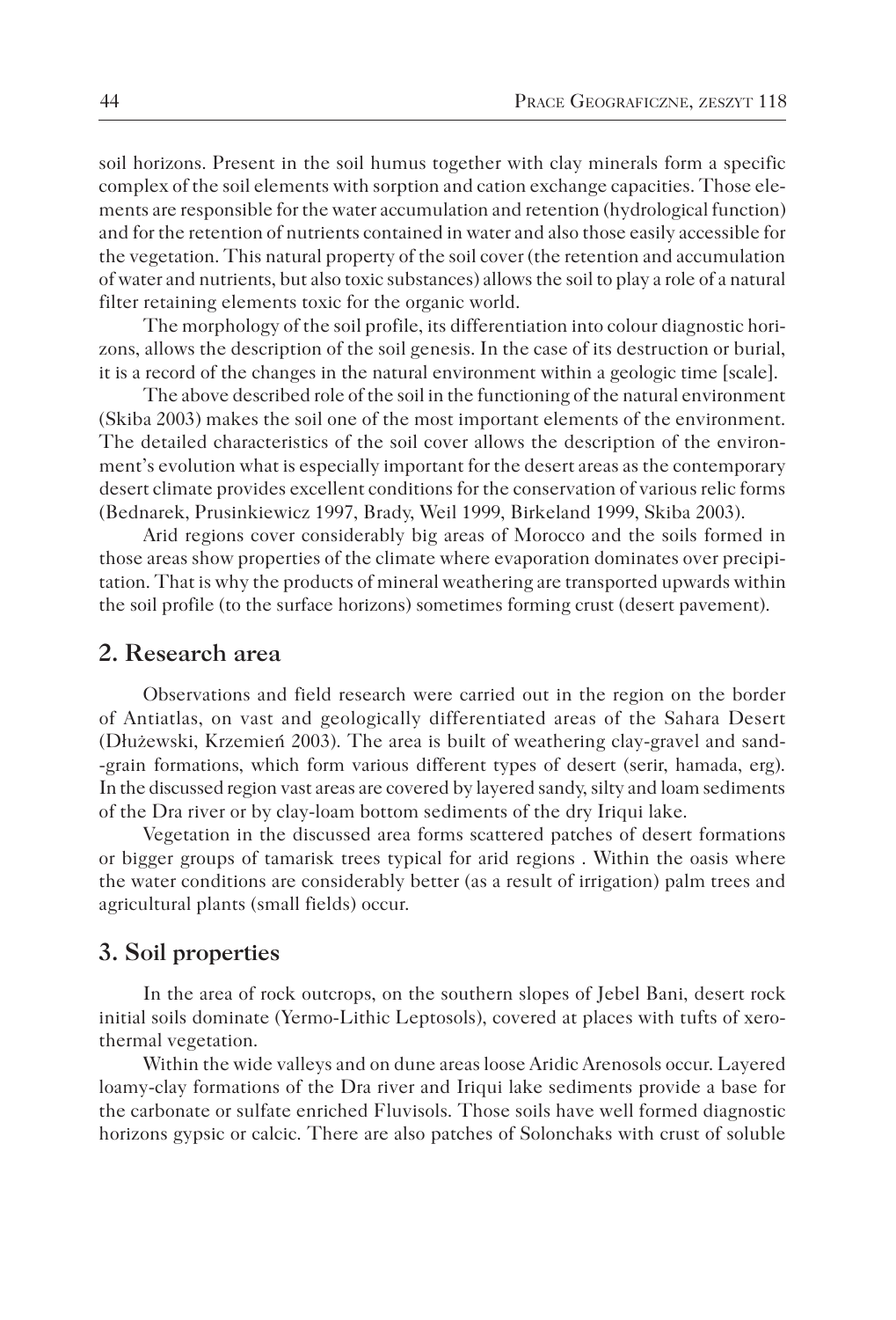soil horizons. Present in the soil humus together with clay minerals form a specific complex of the soil elements with sorption and cation exchange capacities. Those elements are responsible for the water accumulation and retention (hydrological function) and for the retention of nutrients contained in water and also those easily accessible for the vegetation. This natural property of the soil cover (the retention and accumulation of water and nutrients, but also toxic substances) allows the soil to play a role of a natural filter retaining elements toxic for the organic world.

The morphology of the soil profile, its differentiation into colour diagnostic horizons, allows the description of the soil genesis. In the case of its destruction or burial, it is a record of the changes in the natural environment within a geologic time [scale].

The above described role of the soil in the functioning of the natural environment (Skiba 2003) makes the soil one of the most important elements of the environment. The detailed characteristics of the soil cover allows the description of the environment's evolution what is especially important for the desert areas as the contemporary desert climate provides excellent conditions for the conservation of various relic forms (Bednarek, Prusinkiewicz 1997, Brady, Weil 1999, Birkeland 1999, Skiba 2003).

Arid regions cover considerably big areas of Morocco and the soils formed in those areas show properties of the climate where evaporation dominates over precipitation. That is why the products of mineral weathering are transported upwards within the soil profile (to the surface horizons) sometimes forming crust (desert pavement).

## 2. Research area

Observations and field research were carried out in the region on the border of Antiatlas, on vast and geologically differentiated areas of the Sahara Desert (Dłużewski, Krzemień 2003). The area is built of weathering clay-gravel and sand-grain formations, which form various different types of desert (serir, hamada, erg). In the discussed region vast areas are covered by layered sandy, silty and loam sediments of the Dra river or by clay-loam bottom sediments of the dry Iriqui lake.

Vegetation in the discussed area forms scattered patches of desert formations or bigger groups of tamarisk trees typical for arid regions . Within the oasis where the water conditions are considerably better (as a result of irrigation) palm trees and agricultural plants (small fields) occur.

## 3. Soil properties

In the area of rock outcrops, on the southern slopes of Jebel Bani, desert rock initial soils dominate (Yermo-Lithic Leptosols), covered at places with tufts of xerothermal vegetation.

Within the wide valleys and on dune areas loose Aridic Arenosols occur. Layered loamy-clay formations of the Dra river and Iriqui lake sediments provide a base for the carbonate or sulfate enriched Fluvisols. Those soils have well formed diagnostic horizons gypsic or calcic. There are also patches of Solonchaks with crust of soluble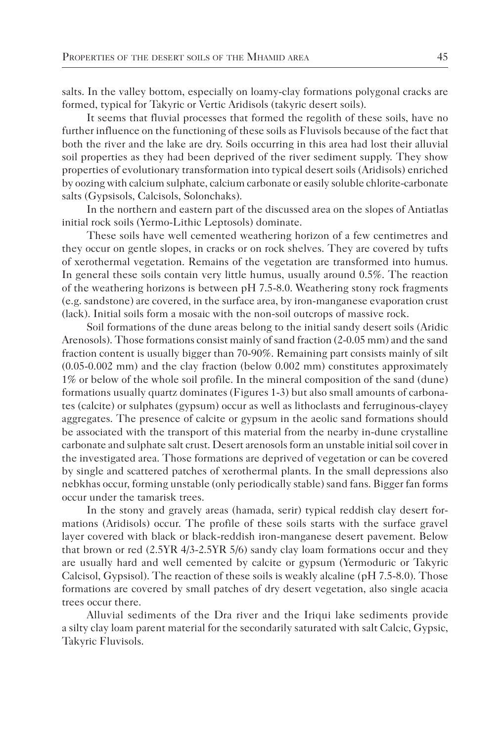salts. In the valley bottom, especially on loamy-clay formations polygonal cracks are formed, typical for Takyric or Vertic Aridisols (takyric desert soils).

It seems that fluvial processes that formed the regolith of these soils, have no further influence on the functioning of these soils as Fluvisols because of the fact that both the river and the lake are dry. Soils occurring in this area had lost their alluvial soil properties as they had been deprived of the river sediment supply. They show properties of evolutionary transformation into typical desert soils (Aridisols) enriched by oozing with calcium sulphate, calcium carbonate or easily soluble chlorite-carbonate salts (Gypsisols, Calcisols, Solonchaks).

In the northern and eastern part of the discussed area on the slopes of Antiatlas initial rock soils (Yermo-Lithic Leptosols) dominate.

These soils have well cemented weathering horizon of a few centimetres and they occur on gentle slopes, in cracks or on rock shelves. They are covered by tufts of xerothermal vegetation. Remains of the vegetation are transformed into humus. In general these soils contain very little humus, usually around 0.5%. The reaction of the weathering horizons is between pH 7.5-8.0. Weathering stony rock fragments (e.g. sandstone) are covered, in the surface area, by iron-manganese evaporation crust (lack). Initial soils form a mosaic with the non-soil outcrops of massive rock.

Soil formations of the dune areas belong to the initial sandy desert soils (Aridic Arenosols). Those formations consist mainly of sand fraction (2-0.05 mm) and the sand fraction content is usually bigger than 70-90%. Remaining part consists mainly of silt (0.05-0.002 mm) and the clay fraction (below 0.002 mm) constitutes approximately 1% or below of the whole soil profile. In the mineral composition of the sand (dune) formations usually quartz dominates (Figures 1-3) but also small amounts of carbonates (calcite) or sulphates (gypsum) occur as well as lithoclasts and ferruginous-clayey aggregates. The presence of calcite or gypsum in the aeolic sand formations should be associated with the transport of this material from the nearby in-dune crystalline carbonate and sulphate salt crust. Desert arenosols form an unstable initial soil cover in the investigated area. Those formations are deprived of vegetation or can be covered by single and scattered patches of xerothermal plants. In the small depressions also nebkhas occur, forming unstable (only periodically stable) sand fans. Bigger fan forms occur under the tamarisk trees.

In the stony and gravely areas (hamada, serir) typical reddish clay desert formations (Aridisols) occur. The profile of these soils starts with the surface gravel layer covered with black or black-reddish iron-manganese desert pavement. Below that brown or red (2.5YR 4/3-2.5YR 5/6) sandy clay loam formations occur and they are usually hard and well cemented by calcite or gypsum (Yermoduric or Takyric Calcisol, Gypsisol). The reaction of these soils is weakly alcaline (pH 7.5-8.0). Those formations are covered by small patches of dry desert vegetation, also single acacia trees occur there.

Alluvial sediments of the Dra river and the Iriqui lake sediments provide a silty clay loam parent material for the secondarily saturated with salt Calcic, Gypsic, Takyric Fluvisols.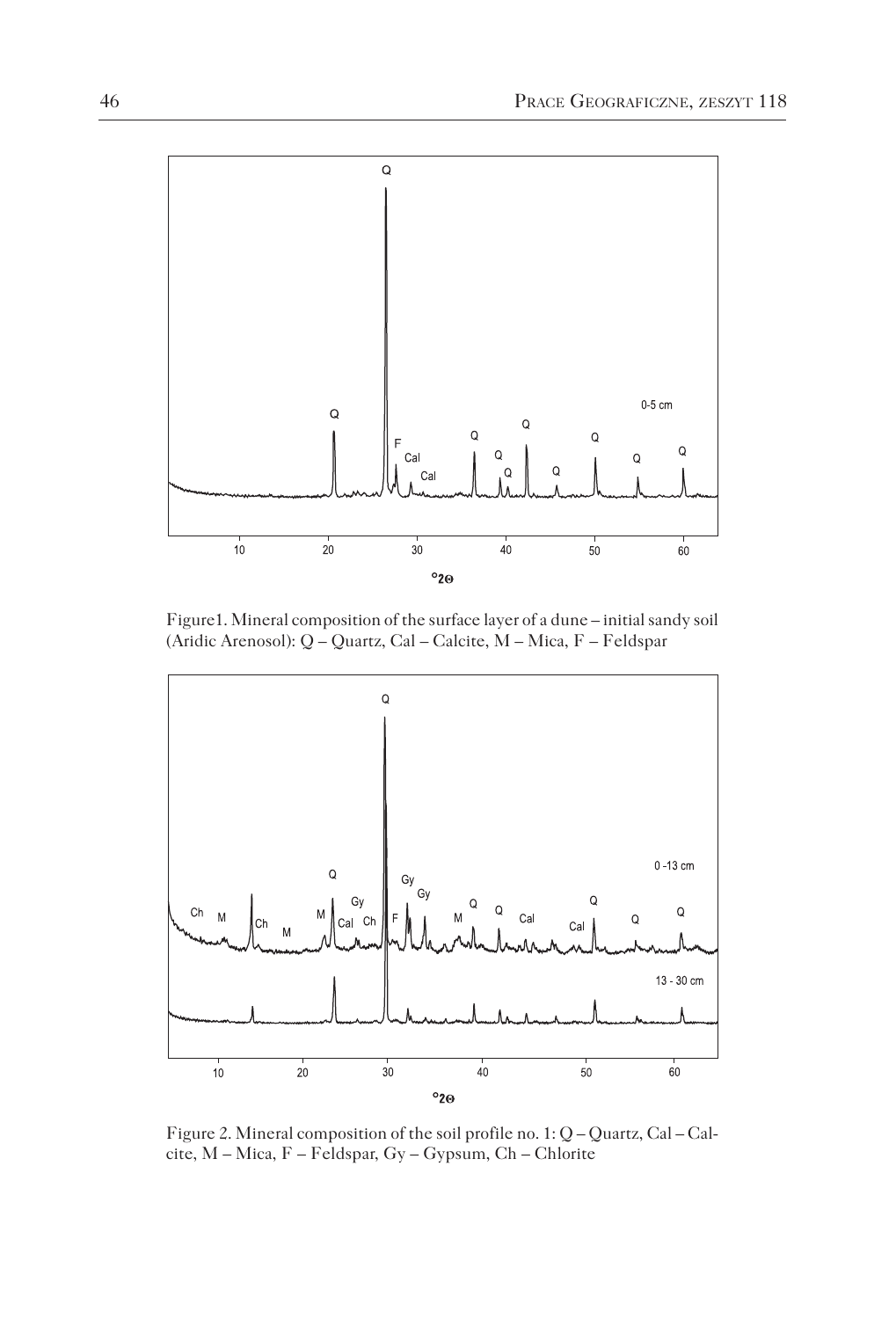Figure1. Mineral composition of the surface layer of a dune – initial sandy soil (Aridic Arenosol): Q – Quartz, Cal – Calcite, M – Mica, F – Feldspar

Figure 2. Mineral composition of the soil profile no. 1: Q – Quartz, Cal – Calcite, M – Mica, F – Feldspar, Gy – Gypsum, Ch – Chlorite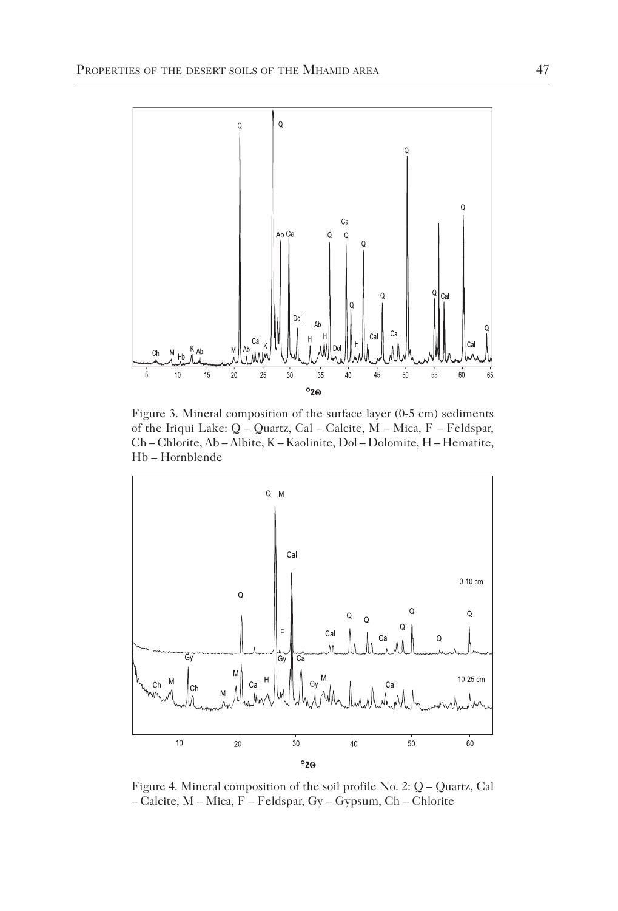Figure 3. Mineral composition of the surface layer (0-5 cm) sediments of the Iriqui Lake: Q – Quartz, Cal – Calcite, M – Mica, F – Feldspar, Ch – Chlorite, Ab – Albite, K – Kaolinite, Dol – Dolomite, H – Hematite, Hb – Hornblende

Figure 4. Mineral composition of the soil profile No. 2: Q – Quartz, Cal – Calcite, M – Mica, F – Feldspar, Gy – Gypsum, Ch – Chlorite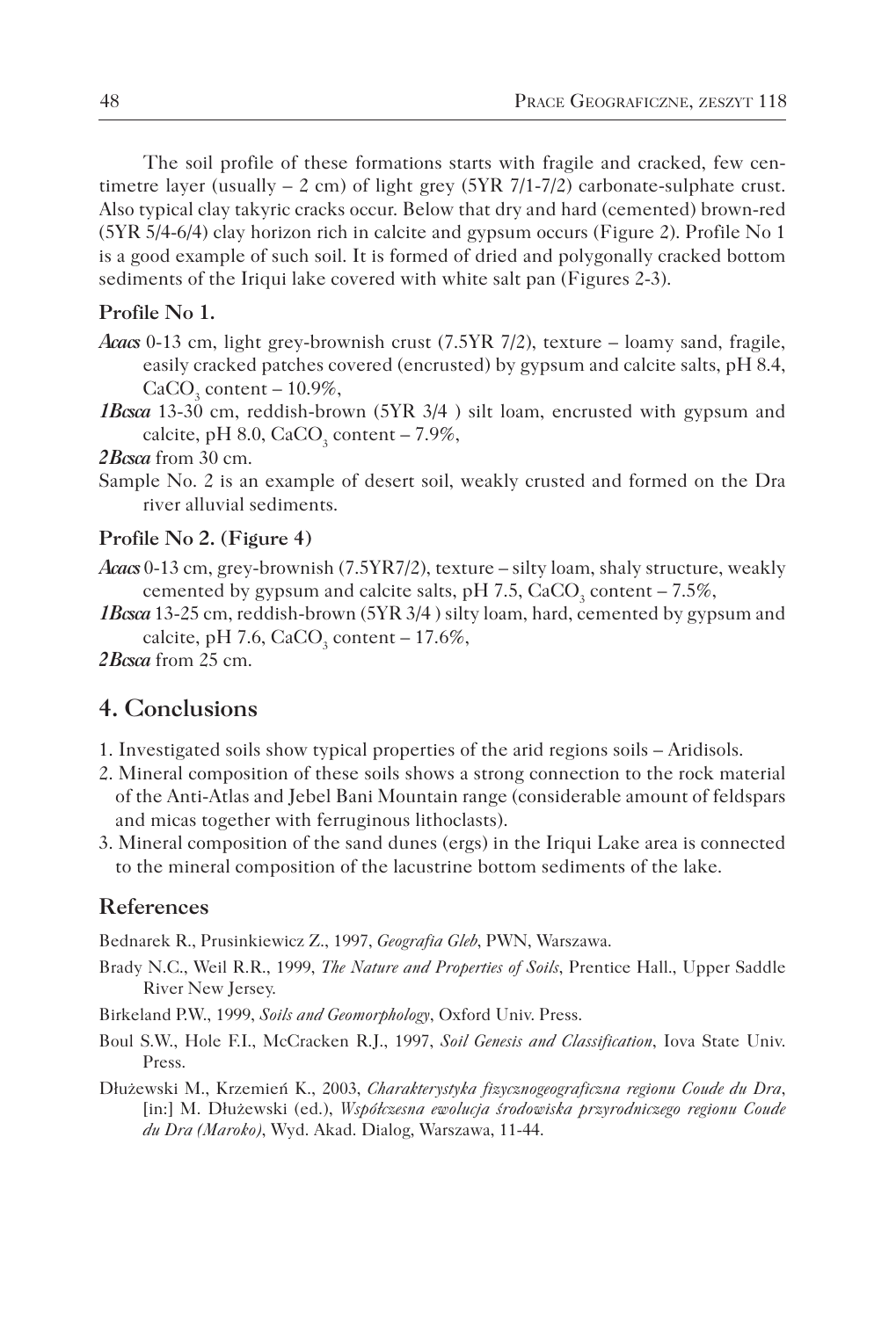The soil profile of these formations starts with fragile and cracked, few centimetre layer (usually – 2 cm) of light grey (5YR 7/1-7/2) carbonate-sulphate crust. Also typical clay takyric cracks occur. Below that dry and hard (cemented) brown-red (5YR 5/4-6/4) clay horizon rich in calcite and gypsum occurs (Figure 2). Profile No 1 is a good example of such soil. It is formed of dried and polygonally cracked bottom sediments of the Iriqui lake covered with white salt pan (Figures 2-3).

**Profile No 1.**

***Acacs*** 0-13 cm, light grey-brownish crust (7.5YR 7/2), texture – loamy sand, fragile, easily cracked patches covered (encrusted) by gypsum and calcite salts, pH 8.4, $CaCO_3$ content – 10.9%,

***1Bcsca*** 13-30 cm, reddish-brown (5YR 3/4 ) silt loam, encrusted with gypsum and calcite, pH 8.0, $CaCO_3$ content – 7.9%,

***2Bcsca*** from 30 cm.

Sample No. 2 is an example of desert soil, weakly crusted and formed on the Dra river alluvial sediments.

**Profile No 2. (Figure 4)**

***Acacs*** 0-13 cm, grey-brownish (7.5YR7/2), texture – silty loam, shaly structure, weakly cemented by gypsum and calcite salts, pH 7.5, $CaCO_3$ content – 7.5%,

***1Bcsca*** 13-25 cm, reddish-brown (5YR 3/4 ) silty loam, hard, cemented by gypsum and calcite, pH 7.6, $CaCO_3$ content – 17.6%,

***2Bcsca*** from 25 cm.

## 4. Conclusions

1. Investigated soils show typical properties of the arid regions soils – Aridisols.
2. Mineral composition of these soils shows a strong connection to the rock material of the Anti-Atlas and Jebel Bani Mountain range (considerable amount of feldspars and micas together with ferruginous lithoclasts).
3. Mineral composition of the sand dunes (ergs) in the Iriqui Lake area is connected to the mineral composition of the lacustrine bottom sediments of the lake.

## References

Bednarek R., Prusinkiewicz Z., 1997, *Geografia Gleb*, PWN, Warszawa.

Brady N.C., Weil R.R., 1999, *The Nature and Properties of Soils*, Prentice Hall., Upper Saddle River New Jersey.

Birkeland P.W., 1999, *Soils and Geomorphology*, Oxford Univ. Press.

Boul S.W., Hole F.I., McCracken R.J., 1997, *Soil Genesis and Classification*, Iova State Univ. Press.

Dłużewski M., Krzemień K., 2003, *Charakterystyka fizycznogeograficzna regionu Coude du Dra*, [in:] M. Dłużewski (ed.), *Współczesna ewolucja środowiska przyrodniczego regionu Coude du Dra (Maroko)*, Wyd. Akad. Dialog, Warszawa, 11-44.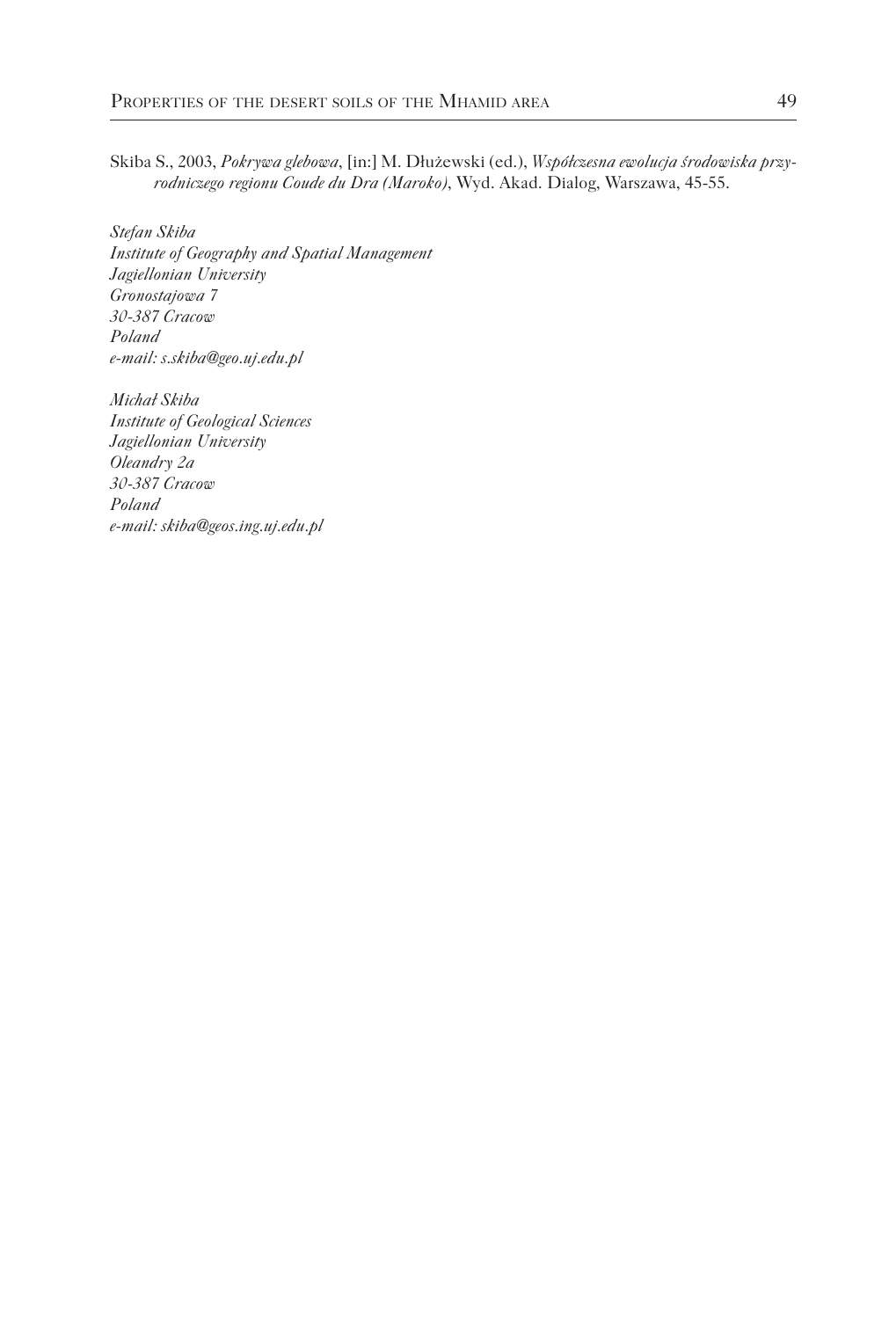Skiba S., 2003, *Pokrywa glebowa*, [in:] M. Dłużewski (ed.), *Współczesna ewolucja środowiska przyrodniczego regionu Coude du Dra (Maroko)*, Wyd. Akad. Dialog, Warszawa, 45-55.

*Stefan Skiba*
*Institute of Geography and Spatial Management*
*Jagiellonian University*
*Gronostajowa 7*
*30-387 Cracow*
*Poland*
*e-mail: s.skiba@geo.uj.edu.pl*

*Michał Skiba*
*Institute of Geological Sciences*
*Jagiellonian University*
*Oleandry 2a*
*30-387 Cracow*
*Poland*
*e-mail: skiba@geos.ing.uj.edu.pl*